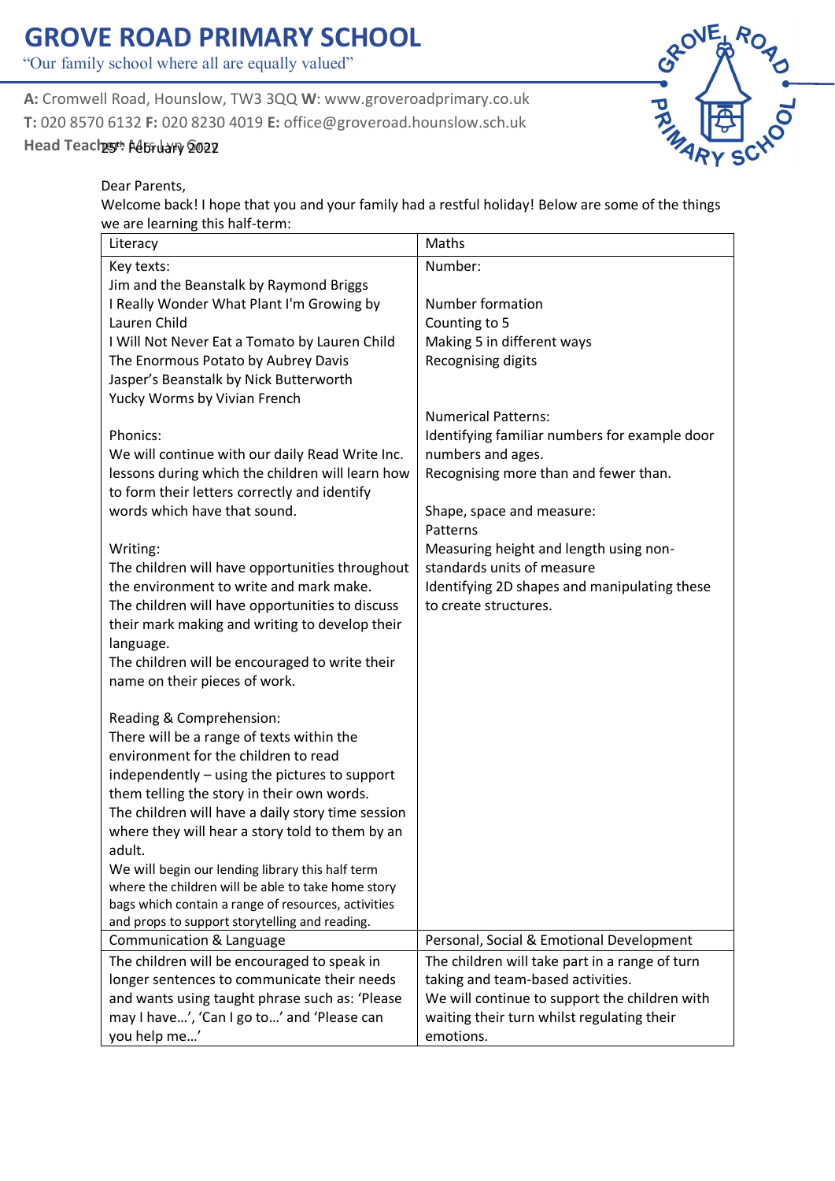# GROVE ROAD PRIMARY SCHOOL

"Our family school where all are equally valued"

**A:** Cromwell Road, Hounslow, TW3 3QQ **W**: www.groveroadprimary.co.uk
**T:** 020 8570 6132 **F:** 020 8230 4019 **E:** office@groveroad.hounslow.sch.uk
**Head Teacher:** Mrs Lyn Gray

25th February 2022

Dear Parents,

Welcome back! I hope that you and your family had a restful holiday! Below are some of the things we are learning this half-term:

| Literacy | Maths |
|---|---|
| Key texts:<br>Jim and the Beanstalk by Raymond Briggs<br>I Really Wonder What Plant I'm Growing by Lauren Child<br>I Will Not Never Eat a Tomato by Lauren Child<br>The Enormous Potato by Aubrey Davis<br>Jasper's Beanstalk by Nick Butterworth<br>Yucky Worms by Vivian French<br><br>Phonics:<br>We will continue with our daily Read Write Inc. lessons during which the children will learn how to form their letters correctly and identify words which have that sound.<br><br>Writing:<br>The children will have opportunities throughout the environment to write and mark make.<br>The children will have opportunities to discuss their mark making and writing to develop their language.<br>The children will be encouraged to write their name on their pieces of work.<br><br>Reading & Comprehension:<br>There will be a range of texts within the environment for the children to read independently – using the pictures to support them telling the story in their own words.<br>The children will have a daily story time session where they will hear a story told to them by an adult.<br>We will begin our lending library this half term where the children will be able to take home story bags which contain a range of resources, activities and props to support storytelling and reading. | Number:<br><br>Number formation<br>Counting to 5<br>Making 5 in different ways<br>Recognising digits<br><br>Numerical Patterns:<br>Identifying familiar numbers for example door numbers and ages.<br>Recognising more than and fewer than.<br><br>Shape, space and measure:<br>Patterns<br>Measuring height and length using non-standards units of measure<br>Identifying 2D shapes and manipulating these to create structures. |
| Communication & Language | Personal, Social & Emotional Development |
| The children will be encouraged to speak in longer sentences to communicate their needs and wants using taught phrase such as: 'Please may I have…', 'Can I go to…' and 'Please can you help me…' | The children will take part in a range of turn taking and team-based activities.<br>We will continue to support the children with waiting their turn whilst regulating their emotions. |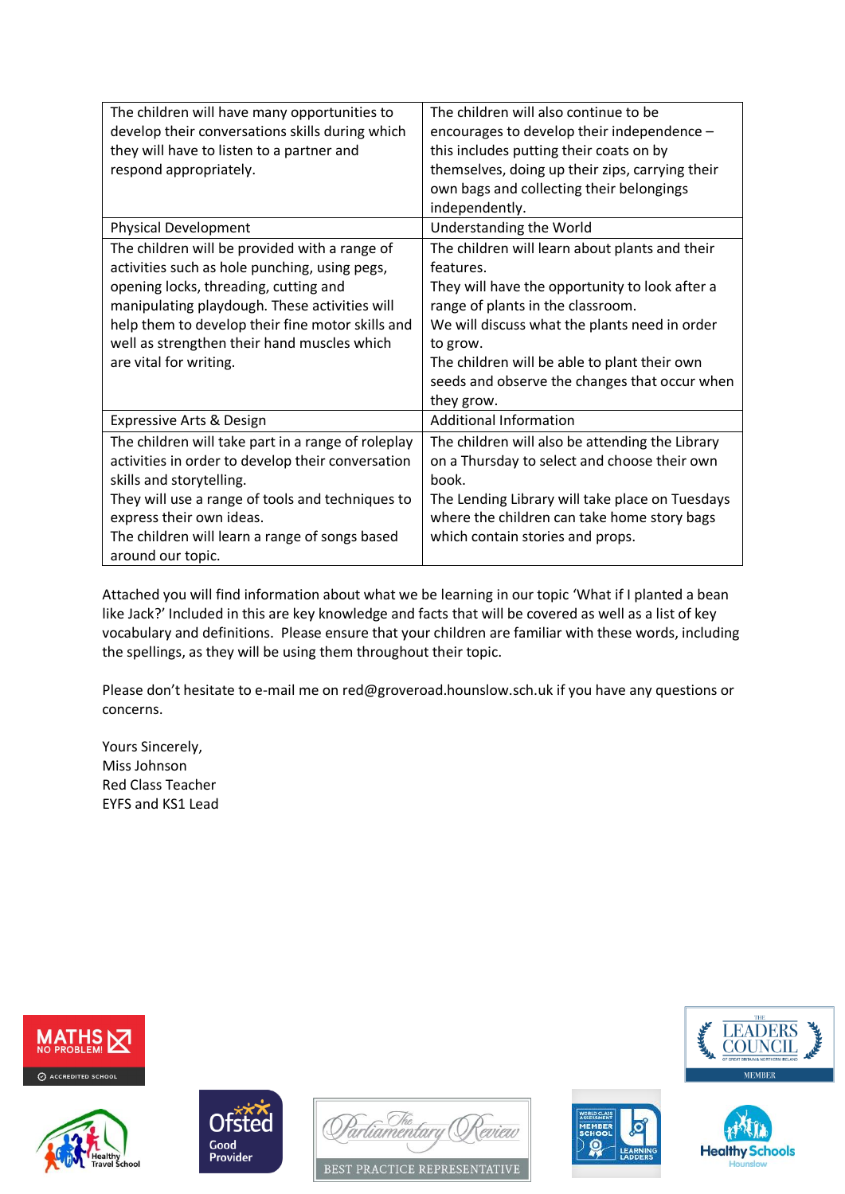| | |
|---|---|
| The children will have many opportunities to develop their conversations skills during which they will have to listen to a partner and respond appropriately. | The children will also continue to be encourages to develop their independence – this includes putting their coats on by themselves, doing up their zips, carrying their own bags and collecting their belongings independently. |
| Physical Development | Understanding the World |
| The children will be provided with a range of activities such as hole punching, using pegs, opening locks, threading, cutting and manipulating playdough. These activities will help them to develop their fine motor skills and well as strengthen their hand muscles which are vital for writing. | The children will learn about plants and their features. They will have the opportunity to look after a range of plants in the classroom. We will discuss what the plants need in order to grow. The children will be able to plant their own seeds and observe the changes that occur when they grow. |
| Expressive Arts & Design | Additional Information |
| The children will take part in a range of roleplay activities in order to develop their conversation skills and storytelling. They will use a range of tools and techniques to express their own ideas. The children will learn a range of songs based around our topic. | The children will also be attending the Library on a Thursday to select and choose their own book. The Lending Library will take place on Tuesdays where the children can take home story bags which contain stories and props. |

Attached you will find information about what we be learning in our topic 'What if I planted a bean like Jack?' Included in this are key knowledge and facts that will be covered as well as a list of key vocabulary and definitions. Please ensure that your children are familiar with these words, including the spellings, as they will be using them throughout their topic.

Please don't hesitate to e-mail me on red@groveroad.hounslow.sch.uk if you have any questions or concerns.

Yours Sincerely,
Miss Johnson
Red Class Teacher
EYFS and KS1 Lead